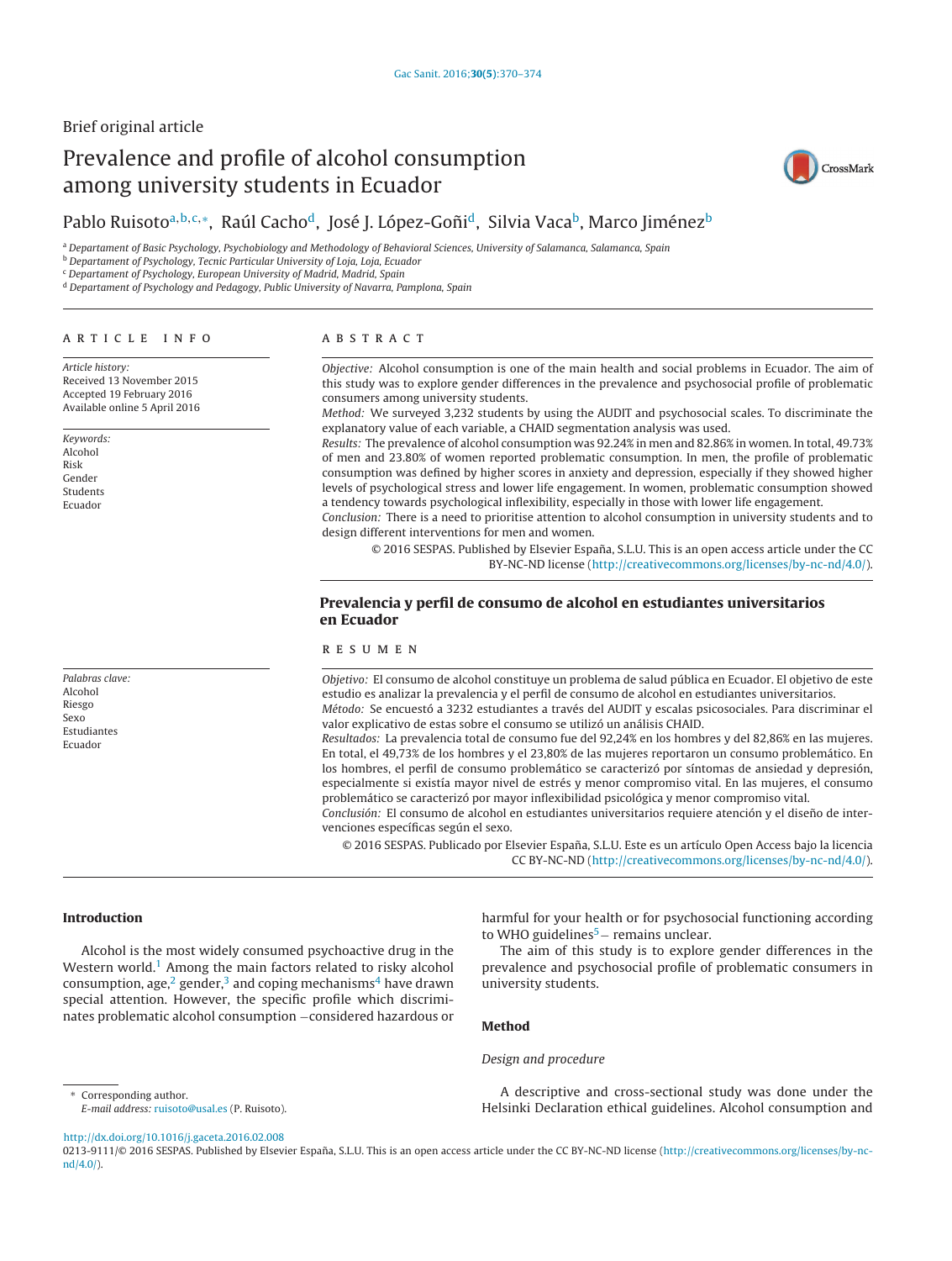Brief original article

# Prevalence and profile of alcohol consumption among university students in Ecuador

Pablo Ruisoto[a,b,c,*], Raúl Cacho[d], José J. López-Goñi[d], Silvia Vaca[b], Marco Jiménez[b]

[a] Departament of Basic Psychology, Psychobiology and Methodology of Behavioral Sciences, University of Salamanca, Salamanca, Spain
[b] Departament of Psychology, Tecnic Particular University of Loja, Loja, Ecuador
[c] Departament of Psychology, European University of Madrid, Madrid, Spain
[d] Departament of Psychology and Pedagogy, Public University of Navarra, Pamplona, Spain

ARTICLE INFO

*Article history:*
Received 13 November 2015
Accepted 19 February 2016
Available online 5 April 2016

*Keywords:*
Alcohol
Risk
Gender
Students
Ecuador

ABSTRACT

*Objective:* Alcohol consumption is one of the main health and social problems in Ecuador. The aim of this study was to explore gender differences in the prevalence and psychosocial profile of problematic consumers among university students.
*Method:* We surveyed 3,232 students by using the AUDIT and psychosocial scales. To discriminate the explanatory value of each variable, a CHAID segmentation analysis was used.
*Results:* The prevalence of alcohol consumption was 92.24% in men and 82.86% in women. In total, 49.73% of men and 23.80% of women reported problematic consumption. In men, the profile of problematic consumption was defined by higher scores in anxiety and depression, especially if they showed higher levels of psychological stress and lower life engagement. In women, problematic consumption showed a tendency towards psychological inflexibility, especially in those with lower life engagement.
*Conclusion:* There is a need to prioritise attention to alcohol consumption in university students and to design different interventions for men and women.

© 2016 SESPAS. Published by Elsevier España, S.L.U. This is an open access article under the CC BY-NC-ND license (http://creativecommons.org/licenses/by-nc-nd/4.0/).

## Prevalencia y perfil de consumo de alcohol en estudiantes universitarios en Ecuador

*Palabras clave:*
Alcohol
Riesgo
Sexo
Estudiantes
Ecuador

RESUMEN

*Objetivo:* El consumo de alcohol constituye un problema de salud pública en Ecuador. El objetivo de este estudio es analizar la prevalencia y el perfil de consumo de alcohol en estudiantes universitarios.
*Método:* Se encuestó a 3232 estudiantes a través del AUDIT y escalas psicosociales. Para discriminar el valor explicativo de estas sobre el consumo se utilizó un análisis CHAID.
*Resultados:* La prevalencia total de consumo fue del 92,24% en los hombres y del 82,86% en las mujeres. En total, el 49,73% de los hombres y el 23,80% de las mujeres reportaron un consumo problemático. En los hombres, el perfil de consumo problemático se caracterizó por síntomas de ansiedad y depresión, especialmente si existía mayor nivel de estrés y menor compromiso vital. En las mujeres, el consumo problemático se caracterizó por mayor inflexibilidad psicológica y menor compromiso vital.
*Conclusión:* El consumo de alcohol en estudiantes universitarios requiere atención y el diseño de intervenciones específicas según el sexo.

© 2016 SESPAS. Publicado por Elsevier España, S.L.U. Este es un artículo Open Access bajo la licencia CC BY-NC-ND (http://creativecommons.org/licenses/by-nc-nd/4.0/).

## Introduction

Alcohol is the most widely consumed psychoactive drug in the Western world.[1] Among the main factors related to risky alcohol consumption, age,[2] gender,[3] and coping mechanisms[4] have drawn special attention. However, the specific profile which discriminates problematic alcohol consumption –considered hazardous or harmful for your health or for psychosocial functioning according to WHO guidelines[5]– remains unclear.

The aim of this study is to explore gender differences in the prevalence and psychosocial profile of problematic consumers in university students.

## Method

### *Design and procedure*

A descriptive and cross-sectional study was done under the Helsinki Declaration ethical guidelines. Alcohol consumption and

\* Corresponding author.
*E-mail address:* ruisoto@usal.es (P. Ruisoto).

http://dx.doi.org/10.1016/j.gaceta.2016.02.008
0213-9111/© 2016 SESPAS. Published by Elsevier España, S.L.U. This is an open access article under the CC BY-NC-ND license (http://creativecommons.org/licenses/by-nc-nd/4.0/).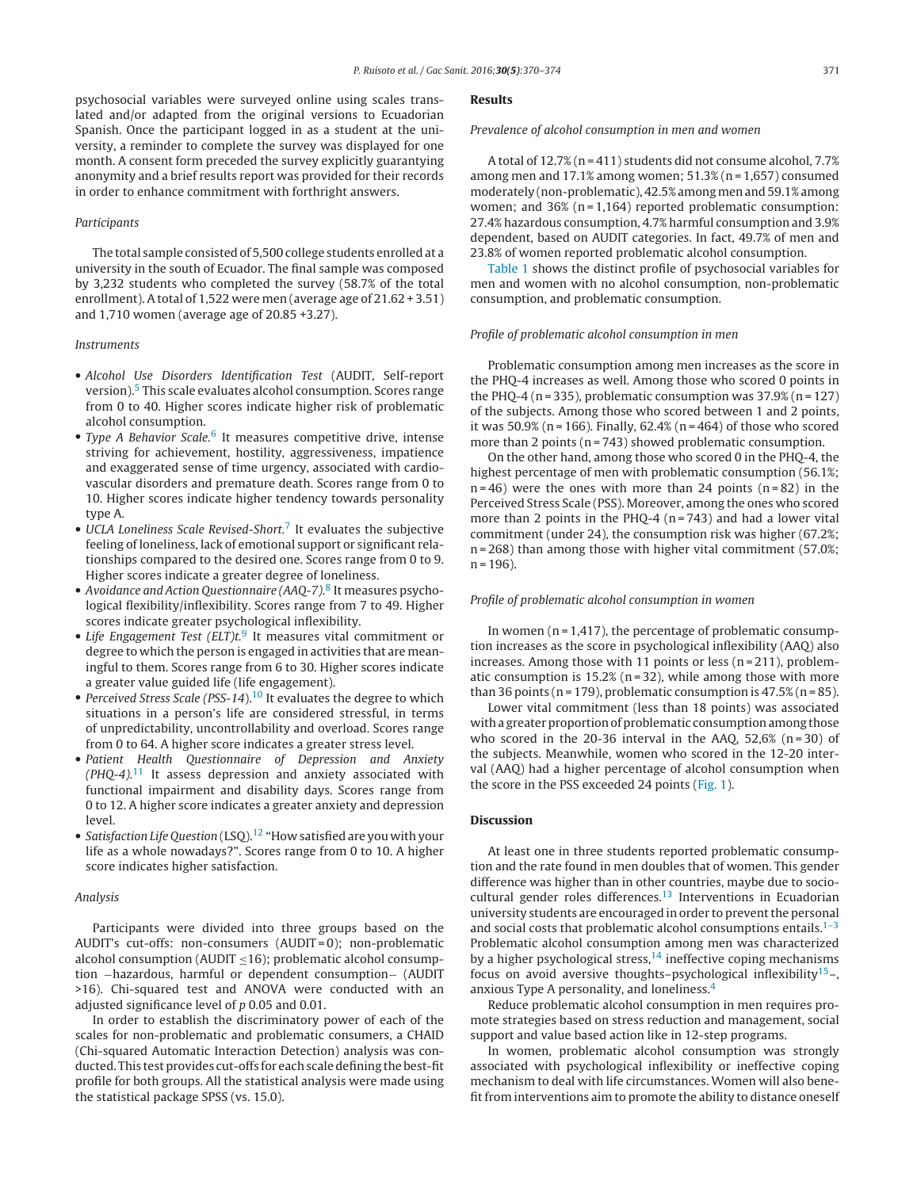psychosocial variables were surveyed online using scales translated and/or adapted from the original versions to Ecuadorian Spanish. Once the participant logged in as a student at the university, a reminder to complete the survey was displayed for one month. A consent form preceded the survey explicitly guarantying anonymity and a brief results report was provided for their records in order to enhance commitment with forthright answers.

### Participants

The total sample consisted of 5,500 college students enrolled at a university in the south of Ecuador. The final sample was composed by 3,232 students who completed the survey (58.7% of the total enrollment). A total of 1,522 were men (average age of 21.62 + 3.51) and 1,710 women (average age of 20.85 +3.27).

### Instruments

- *Alcohol Use Disorders Identification Test* (AUDIT, Self-report version).[5] This scale evaluates alcohol consumption. Scores range from 0 to 40. Higher scores indicate higher risk of problematic alcohol consumption.
- *Type A Behavior Scale.*[6] It measures competitive drive, intense striving for achievement, hostility, aggressiveness, impatience and exaggerated sense of time urgency, associated with cardiovascular disorders and premature death. Scores range from 0 to 10. Higher scores indicate higher tendency towards personality type A.
- *UCLA Loneliness Scale Revised-Short.*[7] It evaluates the subjective feeling of loneliness, lack of emotional support or significant relationships compared to the desired one. Scores range from 0 to 9. Higher scores indicate a greater degree of loneliness.
- *Avoidance and Action Questionnaire (AAQ-7).*[8] It measures psychological flexibility/inflexibility. Scores range from 7 to 49. Higher scores indicate greater psychological inflexibility.
- *Life Engagement Test (ELT)t.*[9] It measures vital commitment or degree to which the person is engaged in activities that are meaningful to them. Scores range from 6 to 30. Higher scores indicate a greater value guided life (life engagement).
- *Perceived Stress Scale (PSS-14).*[10] It evaluates the degree to which situations in a person's life are considered stressful, in terms of unpredictability, uncontrollability and overload. Scores range from 0 to 64. A higher score indicates a greater stress level.
- *Patient Health Questionnaire of Depression and Anxiety (PHQ-4).*[11] It assess depression and anxiety associated with functional impairment and disability days. Scores range from 0 to 12. A higher score indicates a greater anxiety and depression level.
- *Satisfaction Life Question* (LSQ).[12] "How satisfied are you with your life as a whole nowadays?". Scores range from 0 to 10. A higher score indicates higher satisfaction.

### Analysis

Participants were divided into three groups based on the AUDIT's cut-offs: non-consumers (AUDIT = 0); non-problematic alcohol consumption (AUDIT $\leq$16); problematic alcohol consumption –hazardous, harmful or dependent consumption– (AUDIT >16). Chi-squared test and ANOVA were conducted with an adjusted significance level of *p* 0.05 and 0.01.

In order to establish the discriminatory power of each of the scales for non-problematic and problematic consumers, a CHAID (Chi-squared Automatic Interaction Detection) analysis was conducted. This test provides cut-offs for each scale defining the best-fit profile for both groups. All the statistical analysis were made using the statistical package SPSS (vs. 15.0).

## Results

### Prevalence of alcohol consumption in men and women

A total of 12.7% (n = 411) students did not consume alcohol, 7.7% among men and 17.1% among women; 51.3% (n = 1,657) consumed moderately (non-problematic), 42.5% among men and 59.1% among women; and 36% (n = 1,164) reported problematic consumption: 27.4% hazardous consumption, 4.7% harmful consumption and 3.9% dependent, based on AUDIT categories. In fact, 49.7% of men and 23.8% of women reported problematic alcohol consumption.

Table 1 shows the distinct profile of psychosocial variables for men and women with no alcohol consumption, non-problematic consumption, and problematic consumption.

### Profile of problematic alcohol consumption in men

Problematic consumption among men increases as the score in the PHQ-4 increases as well. Among those who scored 0 points in the PHQ-4 (n = 335), problematic consumption was 37.9% (n = 127) of the subjects. Among those who scored between 1 and 2 points, it was 50.9% (n = 166). Finally, 62.4% (n = 464) of those who scored more than 2 points (n = 743) showed problematic consumption.

On the other hand, among those who scored 0 in the PHQ-4, the highest percentage of men with problematic consumption (56.1%; n = 46) were the ones with more than 24 points (n = 82) in the Perceived Stress Scale (PSS). Moreover, among the ones who scored more than 2 points in the PHQ-4 (n = 743) and had a lower vital commitment (under 24), the consumption risk was higher (67.2%; n = 268) than among those with higher vital commitment (57.0%; n = 196).

### Profile of problematic alcohol consumption in women

In women (n = 1,417), the percentage of problematic consumption increases as the score in psychological inflexibility (AAQ) also increases. Among those with 11 points or less (n = 211), problematic consumption is 15.2% (n = 32), while among those with more than 36 points (n = 179), problematic consumption is 47.5% (n = 85).

Lower vital commitment (less than 18 points) was associated with a greater proportion of problematic consumption among those who scored in the 20-36 interval in the AAQ, 52,6% (n = 30) of the subjects. Meanwhile, women who scored in the 12-20 interval (AAQ) had a higher percentage of alcohol consumption when the score in the PSS exceeded 24 points (Fig. 1).

## Discussion

At least one in three students reported problematic consumption and the rate found in men doubles that of women. This gender difference was higher than in other countries, maybe due to sociocultural gender roles differences.[13] Interventions in Ecuadorian university students are encouraged in order to prevent the personal and social costs that problematic alcohol consumptions entails.[1–3] Problematic alcohol consumption among men was characterized by a higher psychological stress,[14] ineffective coping mechanisms focus on avoid aversive thoughts–psychological inflexibility[15]–, anxious Type A personality, and loneliness.[4]

Reduce problematic alcohol consumption in men requires promote strategies based on stress reduction and management, social support and value based action like in 12-step programs.

In women, problematic alcohol consumption was strongly associated with psychological inflexibility or ineffective coping mechanism to deal with life circumstances. Women will also benefit from interventions aim to promote the ability to distance oneself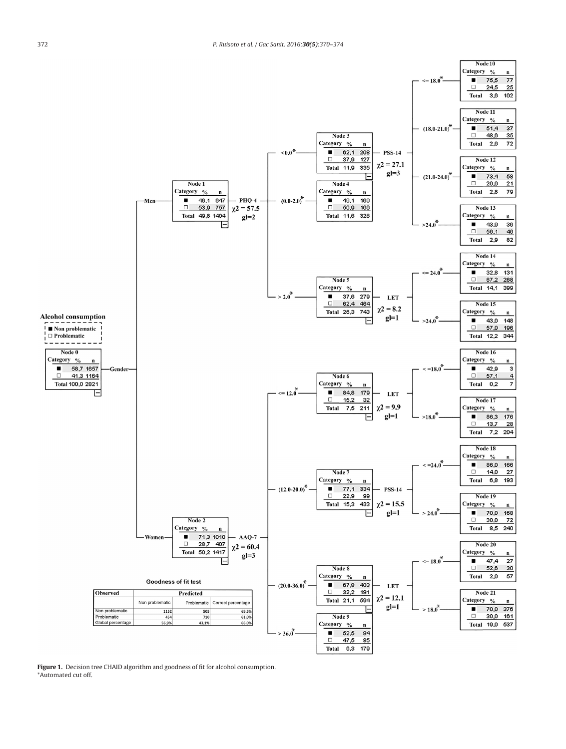Alcohol consumption

■ Non problematic
□ Problematic

**Node 0**

| Category | % | n |
|---|---|---|
| ■ | 58,7 | 1657 |
| □ | 41,3 | 1164 |
| Total | 100,0 | 2821 |

Gender

Men

**Node 1**

| Category | % | n |
|---|---|---|
| ■ | 46,1 | 647 |
| □ | 53,9 | 757 |
| Total | 49,8 | 1404 |

PHQ-4 $\chi2 = 57.5$ gl=2

< 0.0*

**Node 3**

| Category | % | n |
|---|---|---|
| ■ | 62,1 | 208 |
| □ | 37,9 | 127 |
| Total | 11,9 | 335 |

PSS-14 $\chi2 = 27.1$ gl=3

<= 18.0*

**Node 10**

| Category | % | n |
|---|---|---|
| ■ | 75,5 | 77 |
| □ | 24,5 | 25 |
| Total | 3,6 | 102 |

(18.0-21.0)*

**Node 11**

| Category | % | n |
|---|---|---|
| ■ | 51,4 | 37 |
| □ | 48,6 | 35 |
| Total | 2,6 | 72 |

(21.0-24.0)*

**Node 12**

| Category | % | n |
|---|---|---|
| ■ | 73,4 | 58 |
| □ | 26,6 | 21 |
| Total | 2,8 | 79 |

>24.0*

**Node 13**

| Category | % | n |
|---|---|---|
| ■ | 43,9 | 36 |
| □ | 56,1 | 46 |
| Total | 2,9 | 82 |

(0.0-2.0)*

**Node 4**

| Category | % | n |
|---|---|---|
| ■ | 49,1 | 160 |
| □ | 50,9 | 166 |
| Total | 11,6 | 326 |

> 2.0*

**Node 5**

| Category | % | n |
|---|---|---|
| ■ | 37,6 | 279 |
| □ | 62,4 | 464 |
| Total | 26,3 | 743 |

LET $\chi2 = 8.2$ gl=1

<= 24.0*

**Node 14**

| Category | % | n |
|---|---|---|
| ■ | 32,8 | 131 |
| □ | 67,2 | 268 |
| Total | 14,1 | 399 |

>24.0*

**Node 15**

| Category | % | n |
|---|---|---|
| ■ | 43,0 | 148 |
| □ | 57,0 | 196 |
| Total | 12,2 | 344 |

Women

**Node 2**

| Category | % | n |
|---|---|---|
| ■ | 71,3 | 1010 |
| □ | 28,7 | 407 |
| Total | 50,2 | 1417 |

AAQ-7 $\chi2 = 60.4$ gl=3

<= 12.0*

**Node 6**

| Category | % | n |
|---|---|---|
| ■ | 84,8 | 179 |
| □ | 15,2 | 32 |
| Total | 7,5 | 211 |

LET $\chi2 = 9.9$ gl=1

<=18.0*

**Node 16**

| Category | % | n |
|---|---|---|
| ■ | 42,9 | 3 |
| □ | 57,1 | 4 |
| Total | 0,2 | 7 |

>18.0*

**Node 17**

| Category | % | n |
|---|---|---|
| ■ | 86,3 | 176 |
| □ | 13,7 | 28 |
| Total | 7,2 | 204 |

(12.0-20.0)*

**Node 7**

| Category | % | n |
|---|---|---|
| ■ | 77,1 | 334 |
| □ | 22,9 | 99 |
| Total | 15,3 | 433 |

PSS-14 $\chi2 = 15.5$ gl=1

<=24.0*

**Node 18**

| Category | % | n |
|---|---|---|
| ■ | 86,0 | 166 |
| □ | 14,0 | 27 |
| Total | 6,8 | 193 |

> 24.0*

**Node 19**

| Category | % | n |
|---|---|---|
| ■ | 70,0 | 168 |
| □ | 30,0 | 72 |
| Total | 8,5 | 240 |

(20.0-36.0)*

**Node 8**

| Category | % | n |
|---|---|---|
| ■ | 67,8 | 403 |
| □ | 32,2 | 191 |
| Total | 21,1 | 594 |

LET $\chi2 = 12.1$ gl=1

<= 18.0*

**Node 20**

| Category | % | n |
|---|---|---|
| ■ | 47,4 | 27 |
| □ | 52,6 | 30 |
| Total | 2,0 | 57 |

> 18.0*

**Node 21**

| Category | % | n |
|---|---|---|
| ■ | 70,0 | 376 |
| □ | 30,0 | 161 |
| Total | 19,0 | 537 |

> 36.0*

**Node 9**

| Category | % | n |
|---|---|---|
| ■ | 52,5 | 94 |
| □ | 47,5 | 85 |
| Total | 6,3 | 179 |

**Goodness of fit test**

| Observed | Predicted | | |
|---|---|---|---|
| | Non problematic | Problematic | Correct percentage |
| Non problematic | 1152 | 505 | 69.5% |
| Problematic | 454 | 710 | 61.0% |
| Global percentage | 56.9% | 43.1% | 66.0% |

**Figure 1.** Decision tree CHAID algorithm and goodness of fit for alcohol consumption.
*Automated cut off.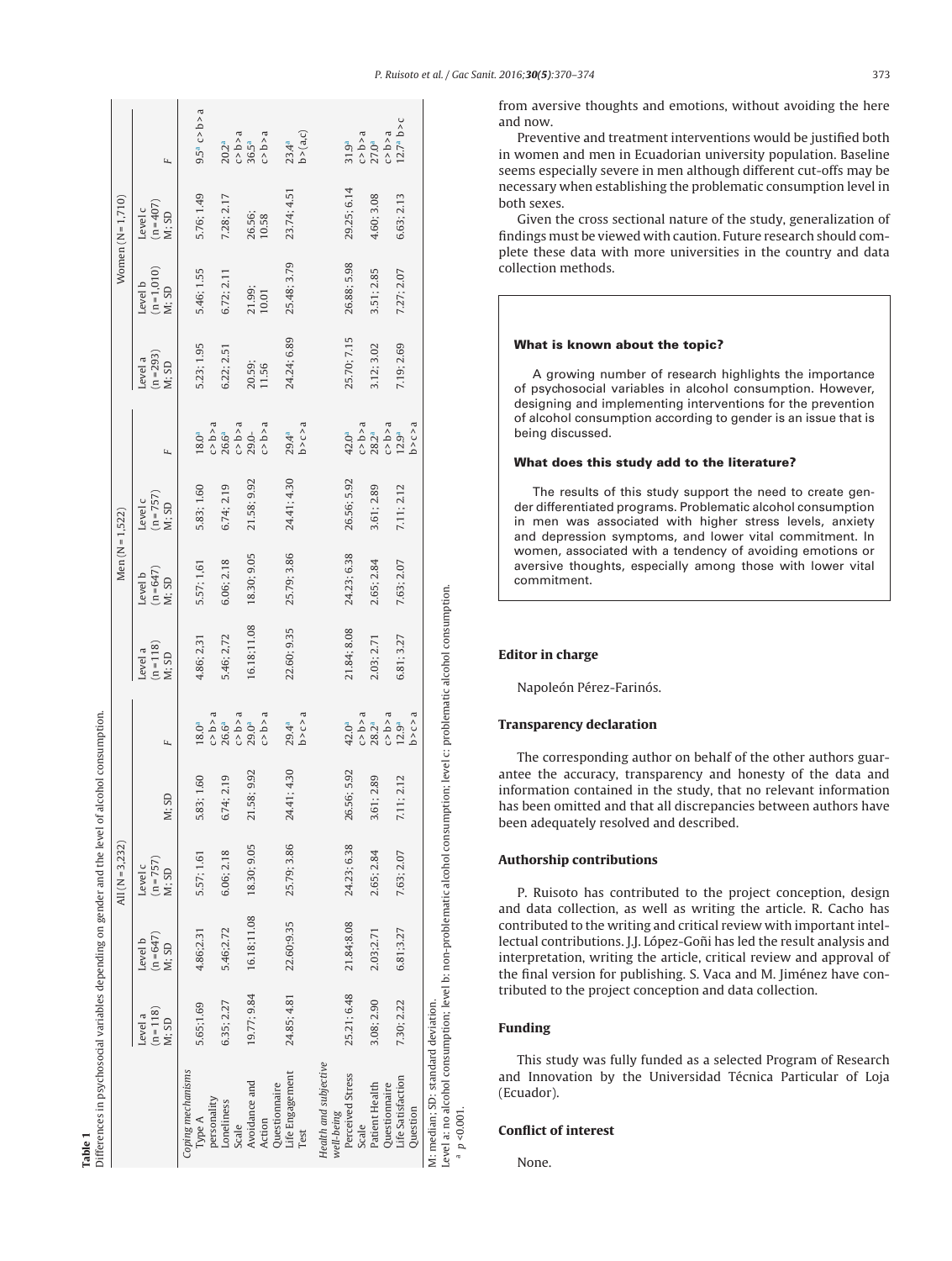**Table 1**
Differences in psychosocial variables depending on gender and the level of alcohol consumption.

| | All (N = 3,232) | | | | Men (N = 1,522) | | | | Women (N = 1,710) | | | |
|---|---|---|---|---|---|---|---|---|---|---|---|---|
| | Level a (n = 118) M; SD | Level b (n = 647) M; SD | Level c (n = 757) M; SD | F | Level a (n = 118) M; SD | Level b (n = 647) M; SD | Level c (n = 757) M; SD | F | Level a (n = 293) M; SD | Level b (n = 1,010) M; SD | Level c (n = 407) M; SD | F |
| *Coping mechanisms* | | | | | | | | | | | | |
| Type A personality | 5.65;1.69 | 4.86;2.31 | 5.57; 1.61 | 5.83; 1.60 | 4.86; 2.31 | 5.57; 1.61 | 5.83; 1.60 | 18.0[a] c > b > a | 5.23; 1.95 | 5.46; 1.55 | 5.76; 1.49 | 9.5[a] c > b > a |
| Loneliness Scale | 6.35; 2.27 | 5.46;2.72 | 6.06; 2.18 | 6.74; 2.19 | 5.46; 2.72 | 6.06; 2.18 | 6.74; 2.19 | 26.6[a] c > b > a | 6.22; 2.51 | 6.72; 2.11 | 7.28; 2.17 | 20.2[a] c > b > a |
| Avoidance and Action Questionnaire | 19.77; 9.84 | 16.18;11.08 | 18.30; 9.05 | 21.58; 9.92 | 16.18;11.08 | 18.30; 9.05 | 21.58; 9.92 | 29.0- c > b > a | 20.59; 11.56 | 21.99; 10.01 | 26.56; 10.58 | 36.5[a] c > b > a |
| Life Engagement Test | 24.85; 4.81 | 22.60;9.35 | 25.79; 3.86 | 24.41; 4.30 | 22.60; 9.35 | 25.79; 3.86 | 24.41; 4.30 | 29.4[a] b > c > a | 24.24; 6.89 | 25.48; 3.79 | 23.74; 4.51 | 23.4[a] b > (a,c) |
| *Health and subjective well-being* | | | | | | | | | | | | |
| Perceived Stress Scale | 25.21; 6.48 | 21.84;8.08 | 24.23; 6.38 | 26.56; 5.92 | 21.84; 8.08 | 24.23; 6.38 | 26.56; 5.92 | 42.0[a] c > b > a | 25.70; 7.15 | 26.88; 5.98 | 29.25; 6.14 | 31.9[a] c > b > a |
| Patient Health Questionnaire | 3.08; 2.90 | 2.03;2.71 | 2.65; 2.84 | 3.61; 2.89 | 2.03; 2.71 | 2.65; 2.84 | 3.61; 2.89 | 28.2[a] c > b > a | 3.12; 3.02 | 3.51; 2.85 | 4.60; 3.08 | 27.0[a] c > b > a |
| Life Satisfaction Question | 7.30; 2.22 | 6.81;3.27 | 7.63; 2.07 | 7.11; 2.12 | 6.81; 3.27 | 7.63; 2.07 | 7.11; 2.12 | 12.9[a] b > c > a | 7.19; 2.69 | 7.27; 2.07 | 6.63; 2.13 | 12.7[a] b > c |

Note: in the "All" group, the column headers are Level a, Level b, Level c, M; SD, F; the values are reproduced in the order printed.

M: median; SD: standard deviation.
Level a: no alcohol consumption; level b: non-problematic alcohol consumption; level c: problematic alcohol consumption.
[a] $p < 0.001$.

from aversive thoughts and emotions, without avoiding the here and now.

Preventive and treatment interventions would be justified both in women and men in Ecuadorian university population. Baseline seems especially severe in men although different cut-offs may be necessary when establishing the problematic consumption level in both sexes.

Given the cross sectional nature of the study, generalization of findings must be viewed with caution. Future research should complete these data with more universities in the country and data collection methods.

**What is known about the topic?**

A growing number of research highlights the importance of psychosocial variables in alcohol consumption. However, designing and implementing interventions for the prevention of alcohol consumption according to gender is an issue that is being discussed.

**What does this study add to the literature?**

The results of this study support the need to create gender differentiated programs. Problematic alcohol consumption in men was associated with higher stress levels, anxiety and depression symptoms, and lower vital commitment. In women, associated with a tendency of avoiding emotions or aversive thoughts, especially among those with lower vital commitment.

## Editor in charge

Napoleón Pérez-Farinós.

## Transparency declaration

The corresponding author on behalf of the other authors guarantee the accuracy, transparency and honesty of the data and information contained in the study, that no relevant information has been omitted and that all discrepancies between authors have been adequately resolved and described.

## Authorship contributions

P. Ruisoto has contributed to the project conception, design and data collection, as well as writing the article. R. Cacho has contributed to the writing and critical review with important intellectual contributions. J.J. López-Goñi has led the result analysis and interpretation, writing the article, critical review and approval of the final version for publishing. S. Vaca and M. Jiménez have contributed to the project conception and data collection.

## Funding

This study was fully funded as a selected Program of Research and Innovation by the Universidad Técnica Particular of Loja (Ecuador).

## Conflict of interest

None.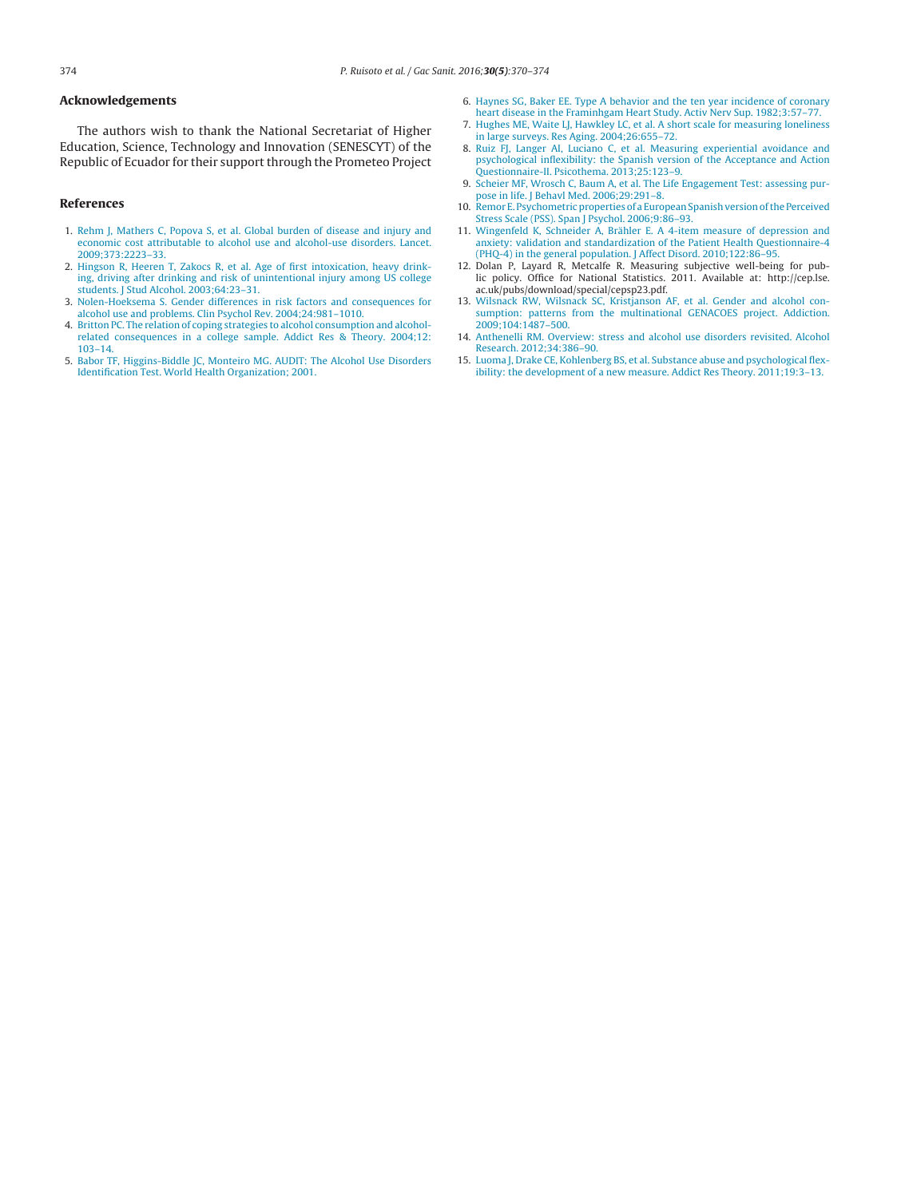## Acknowledgements

The authors wish to thank the National Secretariat of Higher Education, Science, Technology and Innovation (SENESCYT) of the Republic of Ecuador for their support through the Prometeo Project

## References

1. Rehm J, Mathers C, Popova S, et al. Global burden of disease and injury and economic cost attributable to alcohol use and alcohol-use disorders. Lancet. 2009;373:2223–33.
2. Hingson R, Heeren T, Zakocs R, et al. Age of first intoxication, heavy drinking, driving after drinking and risk of unintentional injury among US college students. J Stud Alcohol. 2003;64:23–31.
3. Nolen-Hoeksema S. Gender differences in risk factors and consequences for alcohol use and problems. Clin Psychol Rev. 2004;24:981–1010.
4. Britton PC. The relation of coping strategies to alcohol consumption and alcohol-related consequences in a college sample. Addict Res & Theory. 2004;12: 103–14.
5. Babor TF, Higgins-Biddle JC, Monteiro MG. AUDIT: The Alcohol Use Disorders Identification Test. World Health Organization; 2001.
6. Haynes SG, Baker EE. Type A behavior and the ten year incidence of coronary heart disease in the Framinhgam Heart Study. Activ Nerv Sup. 1982;3:57–77.
7. Hughes ME, Waite LJ, Hawkley LC, et al. A short scale for measuring loneliness in large surveys. Res Aging. 2004;26:655–72.
8. Ruiz FJ, Langer AI, Luciano C, et al. Measuring experiential avoidance and psychological inflexibility: the Spanish version of the Acceptance and Action Questionnaire-II. Psicothema. 2013;25:123–9.
9. Scheier MF, Wrosch C, Baum A, et al. The Life Engagement Test: assessing purpose in life. J Behavl Med. 2006;29:291–8.
10. Remor E. Psychometric properties of a European Spanish version of the Perceived Stress Scale (PSS). Span J Psychol. 2006;9:86–93.
11. Wingenfeld K, Schneider A, Brähler E. A 4-item measure of depression and anxiety: validation and standardization of the Patient Health Questionnaire-4 (PHQ-4) in the general population. J Affect Disord. 2010;122:86–95.
12. Dolan P, Layard R, Metcalfe R. Measuring subjective well-being for public policy. Office for National Statistics. 2011. Available at: http://cep.lse.ac.uk/pubs/download/special/cepsp23.pdf.
13. Wilsnack RW, Wilsnack SC, Kristjanson AF, et al. Gender and alcohol consumption: patterns from the multinational GENACOES project. Addiction. 2009;104:1487–500.
14. Anthenelli RM. Overview: stress and alcohol use disorders revisited. Alcohol Research. 2012;34:386–90.
15. Luoma J, Drake CE, Kohlenberg BS, et al. Substance abuse and psychological flexibility: the development of a new measure. Addict Res Theory. 2011;19:3–13.